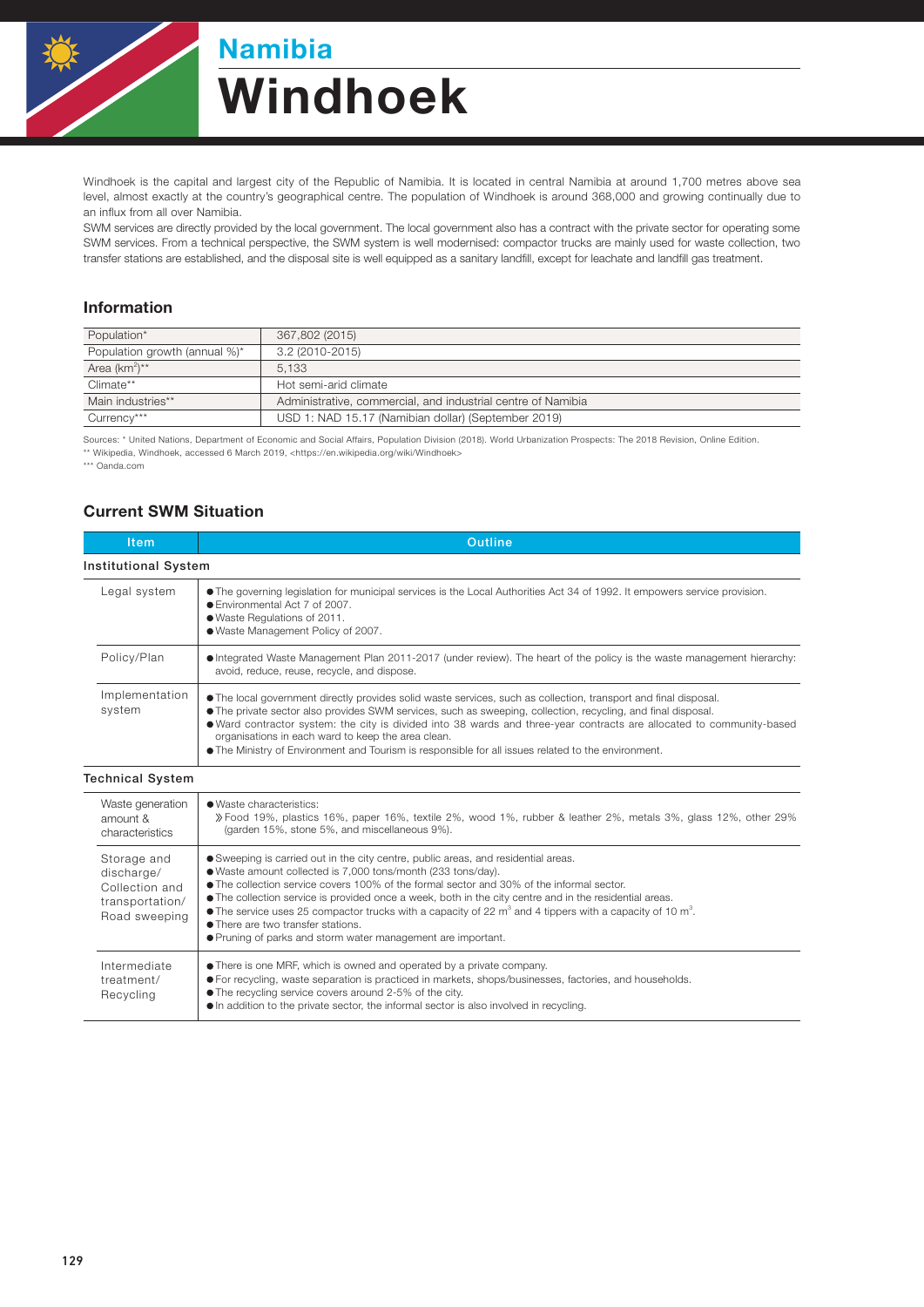# Namibia

# Windhoek

Windhoek is the capital and largest city of the Republic of Namibia. It is located in central Namibia at around 1,700 metres above sea level, almost exactly at the country's geographical centre. The population of Windhoek is around 368,000 and growing continually due to an influx from all over Namibia.

SWM services are directly provided by the local government. The local government also has a contract with the private sector for operating some SWM services. From a technical perspective, the SWM system is well modernised: compactor trucks are mainly used for waste collection, two transfer stations are established, and the disposal site is well equipped as a sanitary landfill, except for leachate and landfill gas treatment.

## Information

| | |
|---|---|
| Population* | 367,802 (2015) |
| Population growth (annual %)* | 3.2 (2010-2015) |
| Area ($km^2$)** | 5,133 |
| Climate** | Hot semi-arid climate |
| Main industries** | Administrative, commercial, and industrial centre of Namibia |
| Currency*** | USD 1: NAD 15.17 (Namibian dollar) (September 2019) |

Sources: * United Nations, Department of Economic and Social Affairs, Population Division (2018). World Urbanization Prospects: The 2018 Revision, Online Edition.
** Wikipedia, Windhoek, accessed 6 March 2019, <https://en.wikipedia.org/wiki/Windhoek>
*** Oanda.com

## Current SWM Situation

| Item | Outline |
|---|---|
| **Institutional System** | |
| Legal system | ● The governing legislation for municipal services is the Local Authorities Act 34 of 1992. It empowers service provision.<br>● Environmental Act 7 of 2007.<br>● Waste Regulations of 2011.<br>● Waste Management Policy of 2007. |
| Policy/Plan | ● Integrated Waste Management Plan 2011-2017 (under review). The heart of the policy is the waste management hierarchy: avoid, reduce, reuse, recycle, and dispose. |
| Implementation system | ● The local government directly provides solid waste services, such as collection, transport and final disposal.<br>● The private sector also provides SWM services, such as sweeping, collection, recycling, and final disposal.<br>● Ward contractor system: the city is divided into 38 wards and three-year contracts are allocated to community-based organisations in each ward to keep the area clean.<br>● The Ministry of Environment and Tourism is responsible for all issues related to the environment. |
| **Technical System** | |
| Waste generation amount & characteristics | ● Waste characteristics:<br>》Food 19%, plastics 16%, paper 16%, textile 2%, wood 1%, rubber & leather 2%, metals 3%, glass 12%, other 29% (garden 15%, stone 5%, and miscellaneous 9%). |
| Storage and discharge/ Collection and transportation/ Road sweeping | ● Sweeping is carried out in the city centre, public areas, and residential areas.<br>● Waste amount collected is 7,000 tons/month (233 tons/day).<br>● The collection service covers 100% of the formal sector and 30% of the informal sector.<br>● The collection service is provided once a week, both in the city centre and in the residential areas.<br>● The service uses 25 compactor trucks with a capacity of 22 $m^3$ and 4 tippers with a capacity of 10 $m^3$.<br>● There are two transfer stations.<br>● Pruning of parks and storm water management are important. |
| Intermediate treatment/ Recycling | ● There is one MRF, which is owned and operated by a private company.<br>● For recycling, waste separation is practiced in markets, shops/businesses, factories, and households.<br>● The recycling service covers around 2-5% of the city.<br>● In addition to the private sector, the informal sector is also involved in recycling. |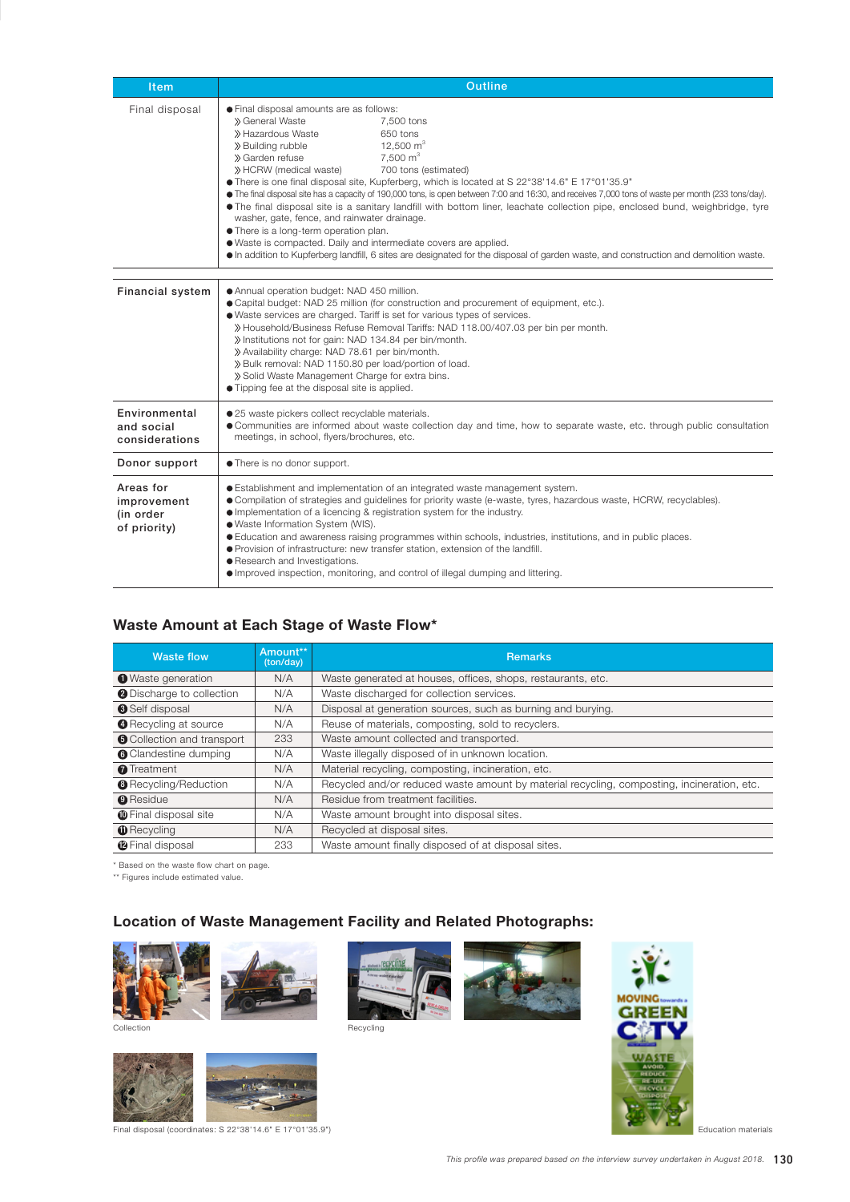| Item | Outline |
|---|---|
| Final disposal | ● Final disposal amounts are as follows:<br>》General Waste 7,500 tons<br>》Hazardous Waste 650 tons<br>》Building rubble 12,500 $m^3$<br>》Garden refuse 7,500 $m^3$<br>》HCRW (medical waste) 700 tons (estimated)<br>● There is one final disposal site, Kupferberg, which is located at S 22°38'14.6" E 17°01'35.9"<br>● The final disposal site has a capacity of 190,000 tons, is open between 7:00 and 16:30, and receives 7,000 tons of waste per month (233 tons/day).<br>● The final disposal site is a sanitary landfill with bottom liner, leachate collection pipe, enclosed bund, weighbridge, tyre washer, gate, fence, and rainwater drainage.<br>● There is a long-term operation plan.<br>● Waste is compacted. Daily and intermediate covers are applied.<br>● In addition to Kupferberg landfill, 6 sites are designated for the disposal of garden waste, and construction and demolition waste. |
| Financial system | ● Annual operation budget: NAD 450 million.<br>● Capital budget: NAD 25 million (for construction and procurement of equipment, etc.).<br>● Waste services are charged. Tariff is set for various types of services.<br>》Household/Business Refuse Removal Tariffs: NAD 118.00/407.03 per bin per month.<br>》Institutions not for gain: NAD 134.84 per bin/month.<br>》Availability charge: NAD 78.61 per bin/month.<br>》Bulk removal: NAD 1150.80 per load/portion of load.<br>》Solid Waste Management Charge for extra bins.<br>● Tipping fee at the disposal site is applied. |
| Environmental and social considerations | ● 25 waste pickers collect recyclable materials.<br>● Communities are informed about waste collection day and time, how to separate waste, etc. through public consultation meetings, in school, flyers/brochures, etc. |
| Donor support | ● There is no donor support. |
| Areas for improvement (in order of priority) | ● Establishment and implementation of an integrated waste management system.<br>● Compilation of strategies and guidelines for priority waste (e-waste, tyres, hazardous waste, HCRW, recyclables).<br>● Implementation of a licencing & registration system for the industry.<br>● Waste Information System (WIS).<br>● Education and awareness raising programmes within schools, industries, institutions, and in public places.<br>● Provision of infrastructure: new transfer station, extension of the landfill.<br>● Research and Investigations.<br>● Improved inspection, monitoring, and control of illegal dumping and littering. |

## Waste Amount at Each Stage of Waste Flow*

| Waste flow | Amount** (ton/day) | Remarks |
|---|---|---|
| ❶ Waste generation | N/A | Waste generated at houses, offices, shops, restaurants, etc. |
| ❷ Discharge to collection | N/A | Waste discharged for collection services. |
| ❸ Self disposal | N/A | Disposal at generation sources, such as burning and burying. |
| ❹ Recycling at source | N/A | Reuse of materials, composting, sold to recyclers. |
| ❺ Collection and transport | 233 | Waste amount collected and transported. |
| ❻ Clandestine dumping | N/A | Waste illegally disposed of in unknown location. |
| ❼ Treatment | N/A | Material recycling, composting, incineration, etc. |
| ❽ Recycling/Reduction | N/A | Recycled and/or reduced waste amount by material recycling, composting, incineration, etc. |
| ❾ Residue | N/A | Residue from treatment facilities. |
| ❿ Final disposal site | N/A | Waste amount brought into disposal sites. |
| ⓫ Recycling | N/A | Recycled at disposal sites. |
| ⓬ Final disposal | 233 | Waste amount finally disposed of at disposal sites. |

\* Based on the waste flow chart on page.
\** Figures include estimated value.

## Location of Waste Management Facility and Related Photographs:

Collection

Recycling

Final disposal (coordinates: S 22°38'14.6" E 17°01'35.9")

Education materials

*This profile was prepared based on the interview survey undertaken in August 2018.*